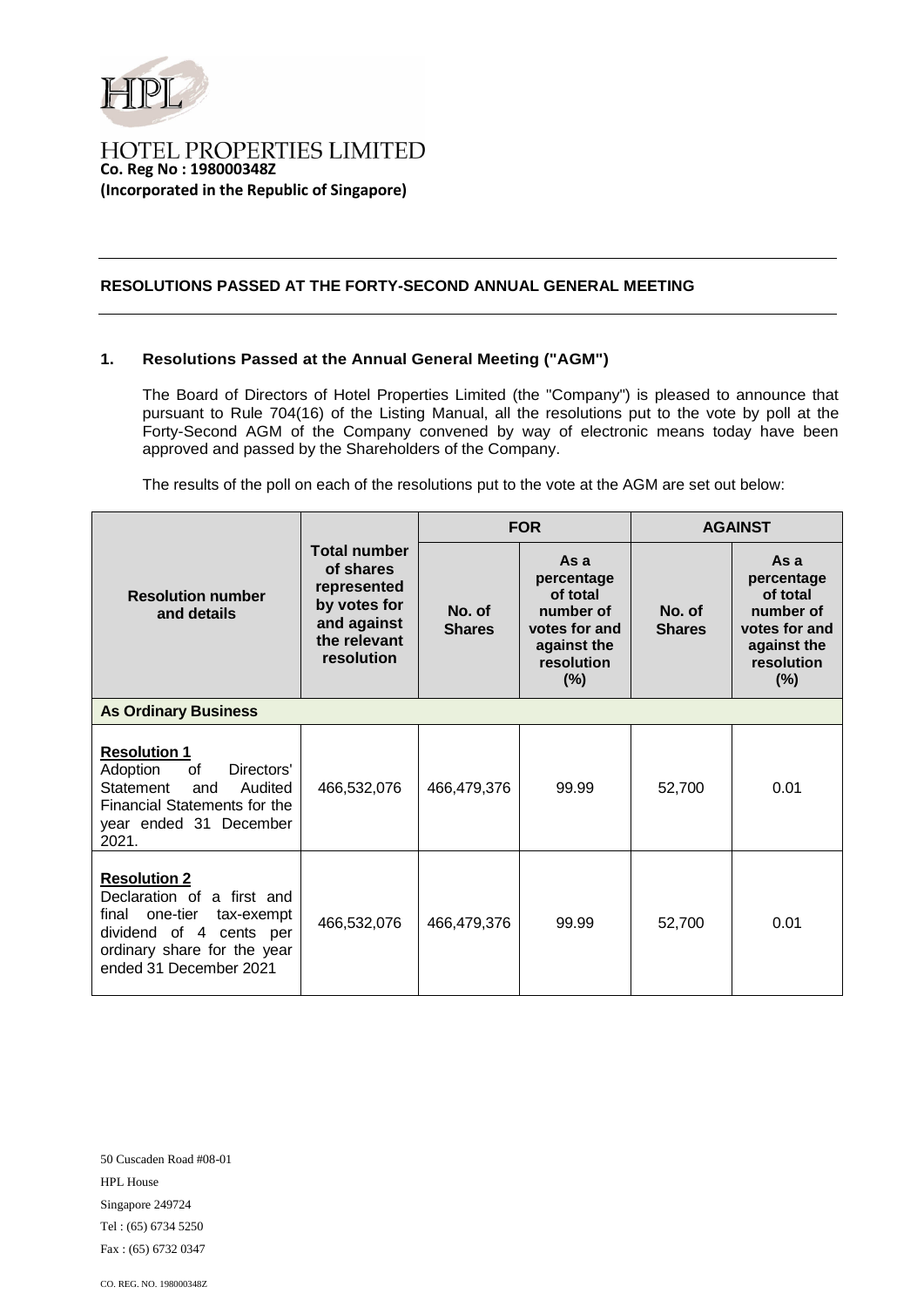HPL

HOTEL PROPERTIES LIMITED
**Co. Reg No : 198000348Z**
**(Incorporated in the Republic of Singapore)**

---

## RESOLUTIONS PASSED AT THE FORTY-SECOND ANNUAL GENERAL MEETING

---

### 1. Resolutions Passed at the Annual General Meeting ("AGM")

The Board of Directors of Hotel Properties Limited (the "Company") is pleased to announce that pursuant to Rule 704(16) of the Listing Manual, all the resolutions put to the vote by poll at the Forty-Second AGM of the Company convened by way of electronic means today have been approved and passed by the Shareholders of the Company.

The results of the poll on each of the resolutions put to the vote at the AGM are set out below:

| Resolution number and details | Total number of shares represented by votes for and against the relevant resolution | FOR | | AGAINST | |
|---|---|---|---|---|---|
| | | No. of Shares | As a percentage of total number of votes for and against the resolution (%) | No. of Shares | As a percentage of total number of votes for and against the resolution (%) |
| **As Ordinary Business** | | | | | |
| **Resolution 1** Adoption of Directors' Statement and Audited Financial Statements for the year ended 31 December 2021. | 466,532,076 | 466,479,376 | 99.99 | 52,700 | 0.01 |
| **Resolution 2** Declaration of a first and final one-tier tax-exempt dividend of 4 cents per ordinary share for the year ended 31 December 2021 | 466,532,076 | 466,479,376 | 99.99 | 52,700 | 0.01 |

50 Cuscaden Road #08-01
HPL House
Singapore 249724
Tel : (65) 6734 5250
Fax : (65) 6732 0347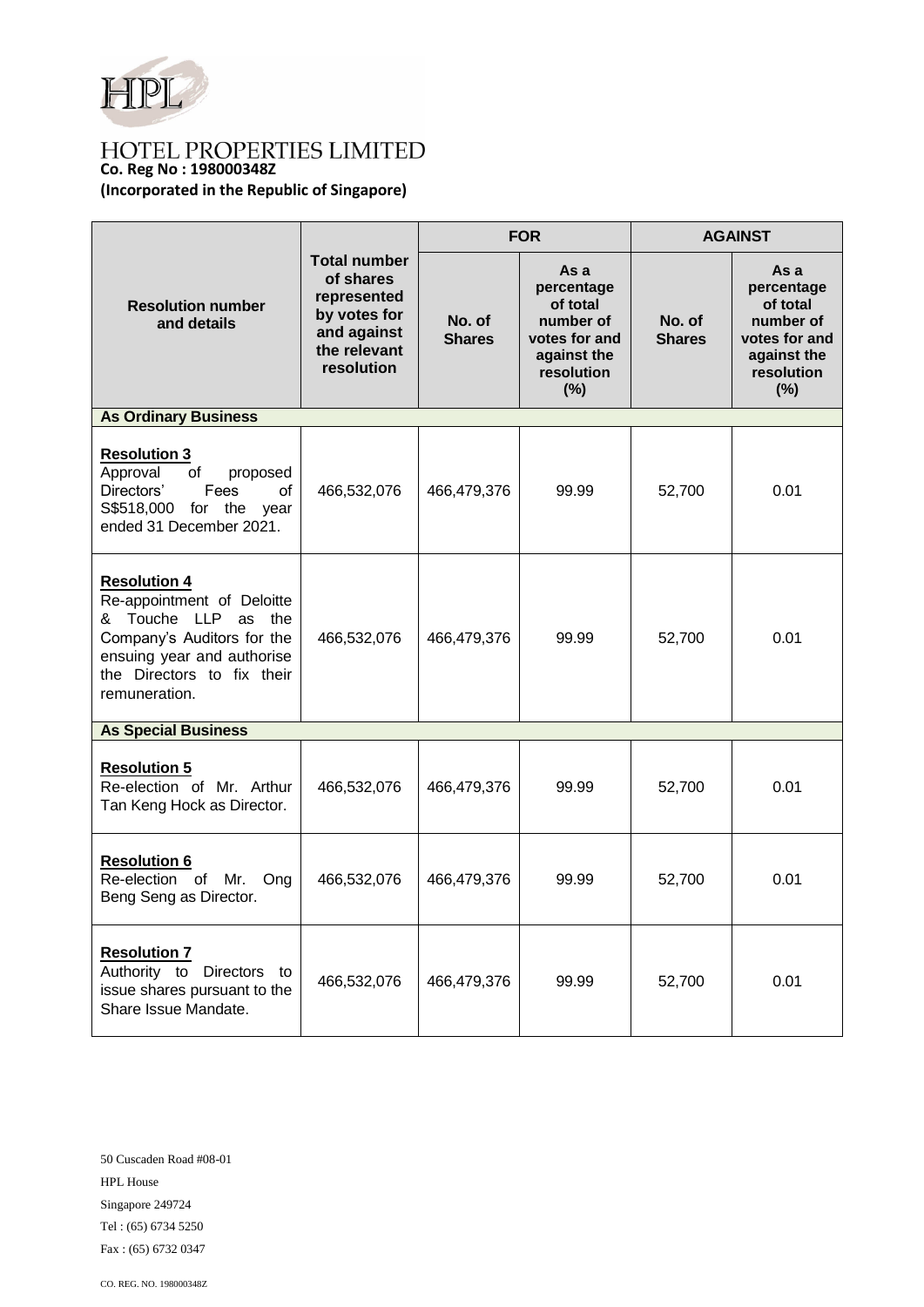# HOTEL PROPERTIES LIMITED

**Co. Reg No : 198000348Z**

**(Incorporated in the Republic of Singapore)**

| Resolution number and details | Total number of shares represented by votes for and against the relevant resolution | FOR | | AGAINST | |
|---|---|---|---|---|---|
| | | No. of Shares | As a percentage of total number of votes for and against the resolution (%) | No. of Shares | As a percentage of total number of votes for and against the resolution (%) |
| **As Ordinary Business** | | | | | |
| **Resolution 3** Approval of proposed Directors' Fees of S$518,000 for the year ended 31 December 2021. | 466,532,076 | 466,479,376 | 99.99 | 52,700 | 0.01 |
| **Resolution 4** Re-appointment of Deloitte & Touche LLP as the Company's Auditors for the ensuing year and authorise the Directors to fix their remuneration. | 466,532,076 | 466,479,376 | 99.99 | 52,700 | 0.01 |
| **As Special Business** | | | | | |
| **Resolution 5** Re-election of Mr. Arthur Tan Keng Hock as Director. | 466,532,076 | 466,479,376 | 99.99 | 52,700 | 0.01 |
| **Resolution 6** Re-election of Mr. Ong Beng Seng as Director. | 466,532,076 | 466,479,376 | 99.99 | 52,700 | 0.01 |
| **Resolution 7** Authority to Directors to issue shares pursuant to the Share Issue Mandate. | 466,532,076 | 466,479,376 | 99.99 | 52,700 | 0.01 |

50 Cuscaden Road #08-01

HPL House

Singapore 249724

Tel : (65) 6734 5250

Fax : (65) 6732 0347

CO. REG. NO. 198000348Z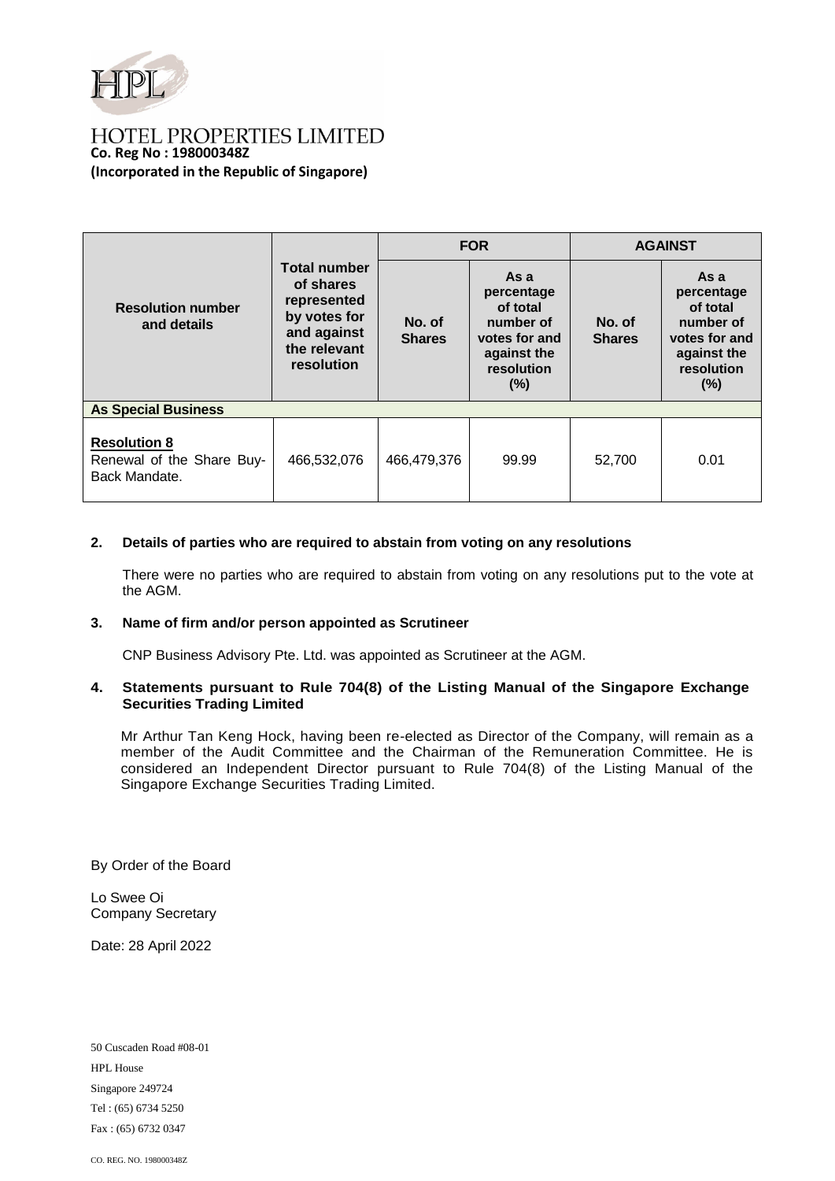# HOTEL PROPERTIES LIMITED

**Co. Reg No : 198000348Z**
**(Incorporated in the Republic of Singapore)**

| Resolution number and details | Total number of shares represented by votes for and against the relevant resolution | FOR | | AGAINST | |
|---|---|---|---|---|---|
| | | No. of Shares | As a percentage of total number of votes for and against the resolution (%) | No. of Shares | As a percentage of total number of votes for and against the resolution (%) |
| **As Special Business** | | | | | |
| **Resolution 8** Renewal of the Share Buy-Back Mandate. | 466,532,076 | 466,479,376 | 99.99 | 52,700 | 0.01 |

**2. Details of parties who are required to abstain from voting on any resolutions**

There were no parties who are required to abstain from voting on any resolutions put to the vote at the AGM.

**3. Name of firm and/or person appointed as Scrutineer**

CNP Business Advisory Pte. Ltd. was appointed as Scrutineer at the AGM.

**4. Statements pursuant to Rule 704(8) of the Listing Manual of the Singapore Exchange Securities Trading Limited**

Mr Arthur Tan Keng Hock, having been re-elected as Director of the Company, will remain as a member of the Audit Committee and the Chairman of the Remuneration Committee. He is considered an Independent Director pursuant to Rule 704(8) of the Listing Manual of the Singapore Exchange Securities Trading Limited.

By Order of the Board

Lo Swee Oi
Company Secretary

Date: 28 April 2022

50 Cuscaden Road #08-01
HPL House
Singapore 249724
Tel : (65) 6734 5250
Fax : (65) 6732 0347

CO. REG. NO. 198000348Z